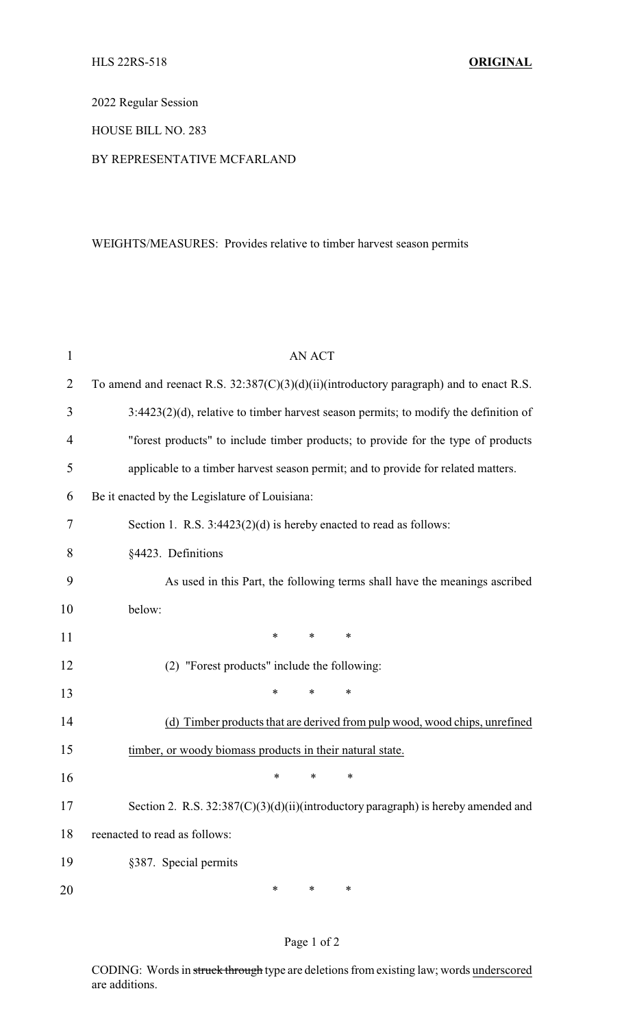HLS 22RS-518 **ORIGINAL**

2022 Regular Session

HOUSE BILL NO. 283

BY REPRESENTATIVE MCFARLAND

WEIGHTS/MEASURES: Provides relative to timber harvest season permits

AN ACT

To amend and reenact R.S. 32:387(C)(3)(d)(ii)(introductory paragraph) and to enact R.S. 3:4423(2)(d), relative to timber harvest season permits; to modify the definition of "forest products" to include timber products; to provide for the type of products applicable to a timber harvest season permit; and to provide for related matters.

Be it enacted by the Legislature of Louisiana:

Section 1. R.S. 3:4423(2)(d) is hereby enacted to read as follows:

§4423. Definitions

As used in this Part, the following terms shall have the meanings ascribed below:

\* \* \*

(2) "Forest products" include the following:

\* \* \*

<u>(d) Timber products that are derived from pulp wood, wood chips, unrefined timber, or woody biomass products in their natural state.</u>

\* \* \*

Section 2. R.S. 32:387(C)(3)(d)(ii)(introductory paragraph) is hereby amended and reenacted to read as follows:

§387. Special permits

\* \* \*

CODING: Words in ~~struck through~~ type are deletions from existing law; words <u>underscored</u> are additions.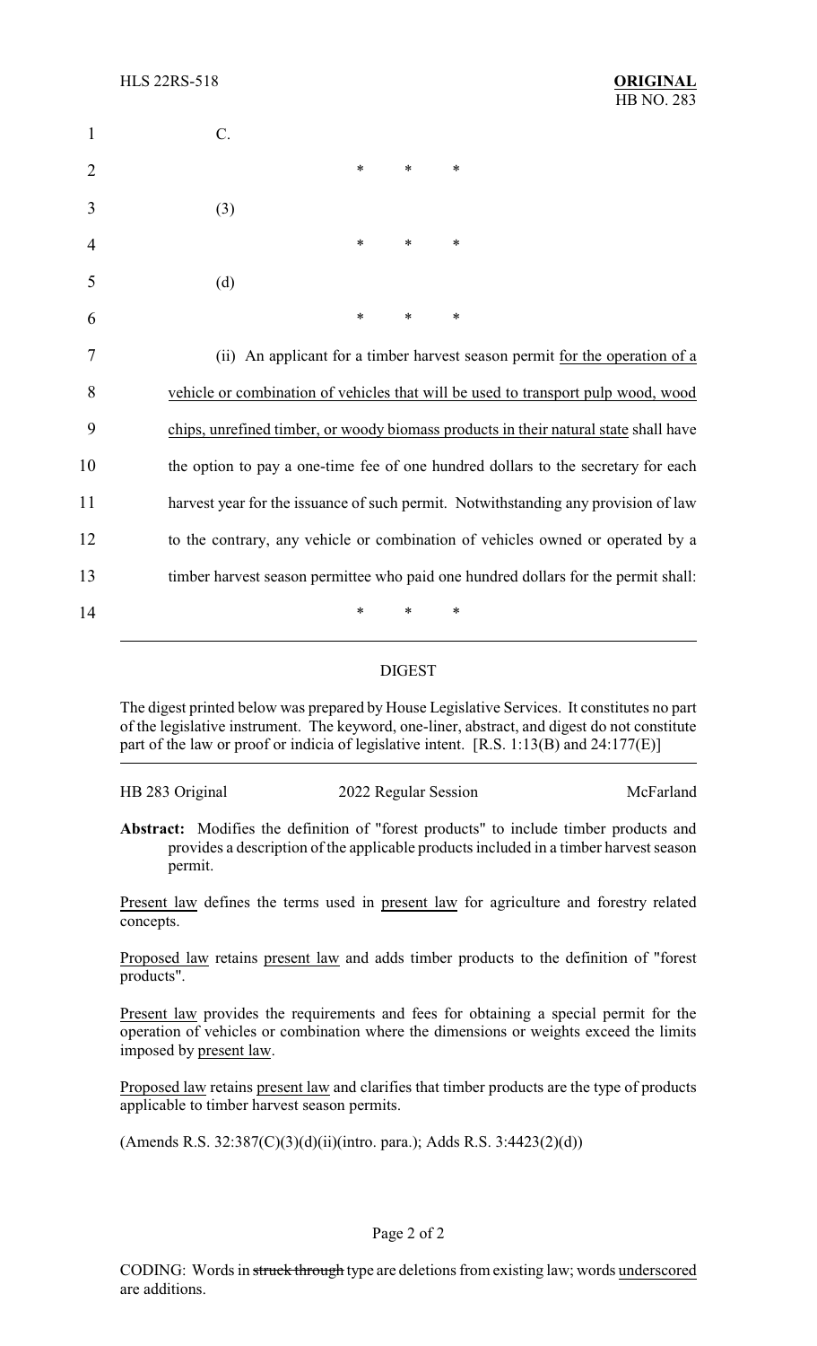C.

\*           \*           \*

(3)

\*           \*           \*

(d)

\*           \*           \*

(ii) An applicant for a timber harvest season permit <u>for the operation of a vehicle or combination of vehicles that will be used to transport pulp wood, wood chips, unrefined timber, or woody biomass products in their natural state</u> shall have the option to pay a one-time fee of one hundred dollars to the secretary for each harvest year for the issuance of such permit. Notwithstanding any provision of law to the contrary, any vehicle or combination of vehicles owned or operated by a timber harvest season permittee who paid one hundred dollars for the permit shall:

\*           \*           \*

---

## DIGEST

The digest printed below was prepared by House Legislative Services. It constitutes no part of the legislative instrument. The keyword, one-liner, abstract, and digest do not constitute part of the law or proof or indicia of legislative intent. [R.S. 1:13(B) and 24:177(E)]

---

HB 283 Original                    2022 Regular Session                    McFarland

**Abstract:** Modifies the definition of "forest products" to include timber products and provides a description of the applicable products included in a timber harvest season permit.

<u>Present law</u> defines the terms used in <u>present law</u> for agriculture and forestry related concepts.

<u>Proposed law</u> retains <u>present law</u> and adds timber products to the definition of "forest products".

<u>Present law</u> provides the requirements and fees for obtaining a special permit for the operation of vehicles or combination where the dimensions or weights exceed the limits imposed by <u>present law</u>.

<u>Proposed law</u> retains <u>present law</u> and clarifies that timber products are the type of products applicable to timber harvest season permits.

(Amends R.S. 32:387(C)(3)(d)(ii)(intro. para.); Adds R.S. 3:4423(2)(d))

CODING: Words in ~~struck through~~ type are deletions from existing law; words <u>underscored</u> are additions.